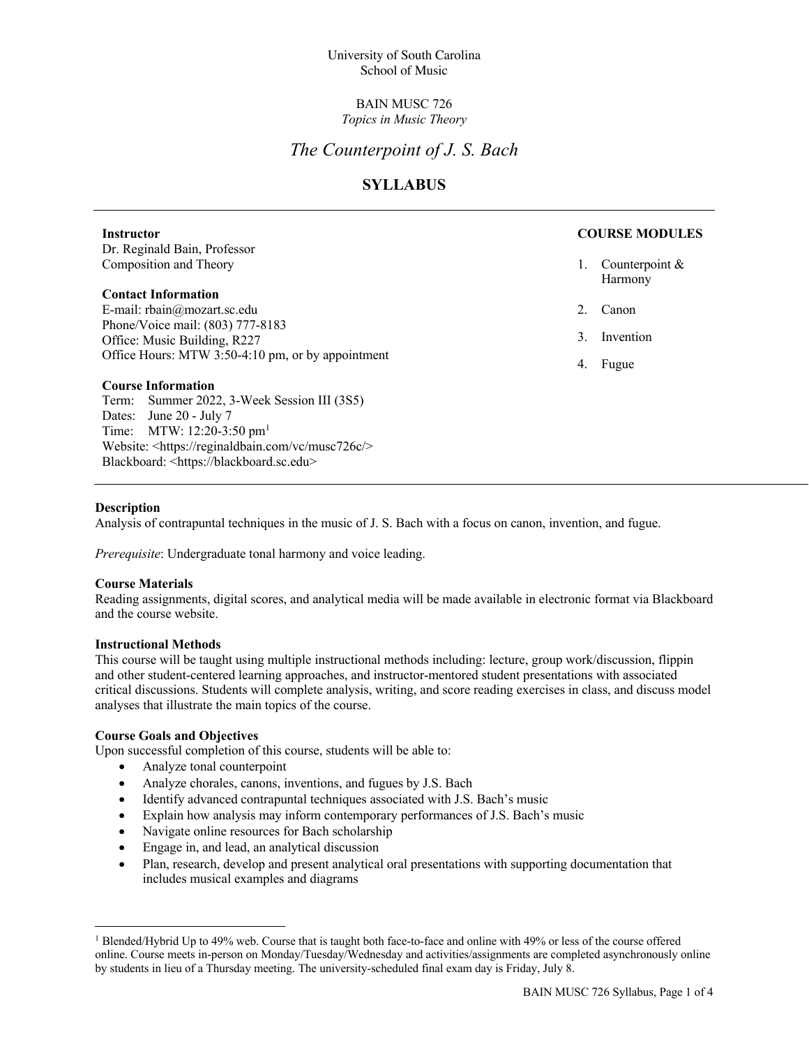University of South Carolina
School of Music

BAIN MUSC 726
*Topics in Music Theory*

# *The Counterpoint of J. S. Bach*

## SYLLABUS

---

**Instructor**
Dr. Reginald Bain, Professor
Composition and Theory

**Contact Information**
E-mail: rbain@mozart.sc.edu
Phone/Voice mail: (803) 777-8183
Office: Music Building, R227
Office Hours: MTW 3:50-4:10 pm, or by appointment

**Course Information**
Term: Summer 2022, 3-Week Session III (3S5)
Dates: June 20 - July 7
Time: MTW: 12:20-3:50 pm[1]
Website: <https://reginaldbain.com/vc/musc726c/>
Blackboard: <https://blackboard.sc.edu>

**COURSE MODULES**

1. Counterpoint & Harmony
2. Canon
3. Invention
4. Fugue

---

**Description**
Analysis of contrapuntal techniques in the music of J. S. Bach with a focus on canon, invention, and fugue.

*Prerequisite*: Undergraduate tonal harmony and voice leading.

**Course Materials**
Reading assignments, digital scores, and analytical media will be made available in electronic format via Blackboard and the course website.

**Instructional Methods**
This course will be taught using multiple instructional methods including: lecture, group work/discussion, flippin and other student-centered learning approaches, and instructor-mentored student presentations with associated critical discussions. Students will complete analysis, writing, and score reading exercises in class, and discuss model analyses that illustrate the main topics of the course.

**Course Goals and Objectives**
Upon successful completion of this course, students will be able to:

- Analyze tonal counterpoint
- Analyze chorales, canons, inventions, and fugues by J.S. Bach
- Identify advanced contrapuntal techniques associated with J.S. Bach's music
- Explain how analysis may inform contemporary performances of J.S. Bach's music
- Navigate online resources for Bach scholarship
- Engage in, and lead, an analytical discussion
- Plan, research, develop and present analytical oral presentations with supporting documentation that includes musical examples and diagrams

---

[1] Blended/Hybrid Up to 49% web. Course that is taught both face-to-face and online with 49% or less of the course offered online. Course meets in-person on Monday/Tuesday/Wednesday and activities/assignments are completed asynchronously online by students in lieu of a Thursday meeting. The university-scheduled final exam day is Friday, July 8.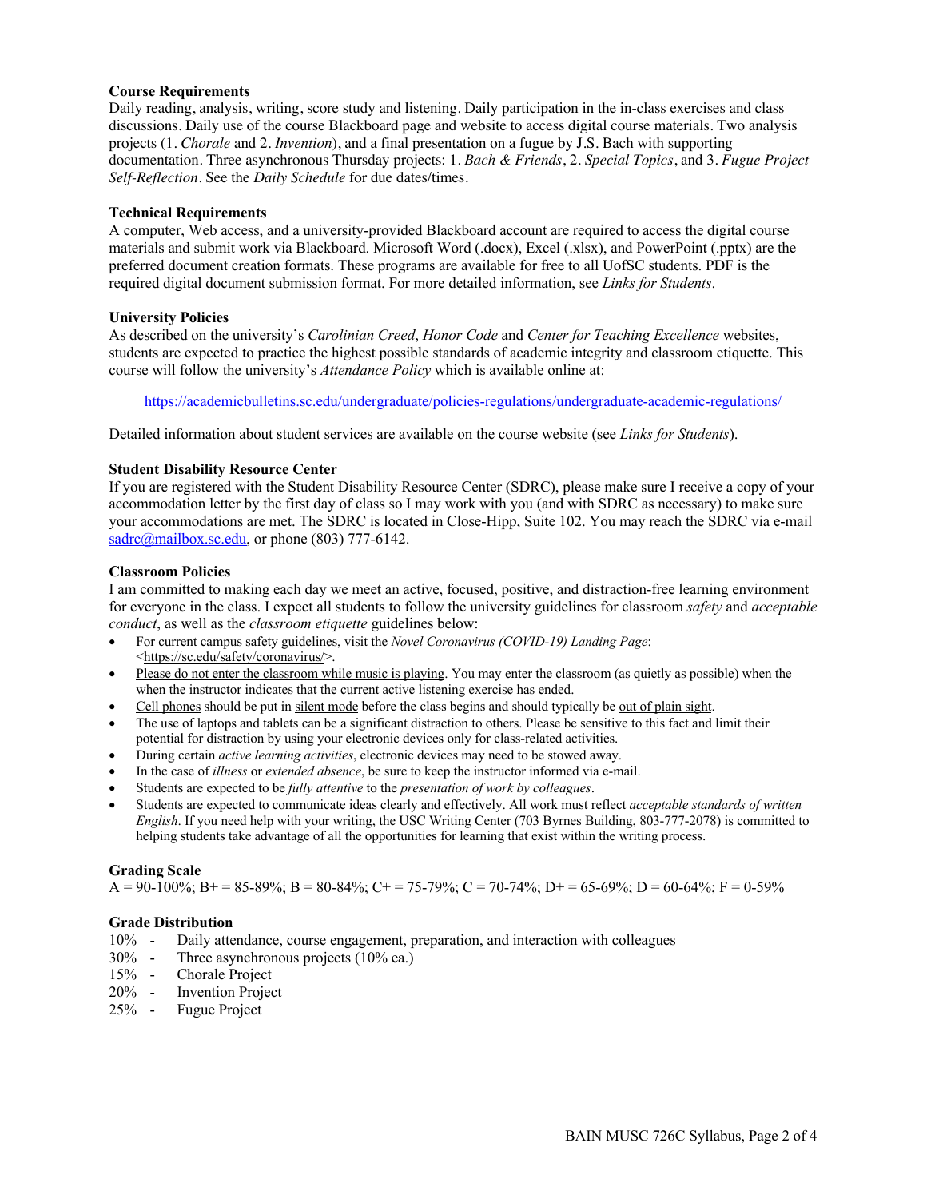### Course Requirements

Daily reading, analysis, writing, score study and listening. Daily participation in the in-class exercises and class discussions. Daily use of the course Blackboard page and website to access digital course materials. Two analysis projects (1. *Chorale* and 2. *Invention*), and a final presentation on a fugue by J.S. Bach with supporting documentation. Three asynchronous Thursday projects: 1. *Bach & Friends*, 2. *Special Topics*, and 3. *Fugue Project Self-Reflection*. See the *Daily Schedule* for due dates/times.

### Technical Requirements

A computer, Web access, and a university-provided Blackboard account are required to access the digital course materials and submit work via Blackboard. Microsoft Word (.docx), Excel (.xlsx), and PowerPoint (.pptx) are the preferred document creation formats. These programs are available for free to all UofSC students. PDF is the required digital document submission format. For more detailed information, see *Links for Students*.

### University Policies

As described on the university's *Carolinian Creed*, *Honor Code* and *Center for Teaching Excellence* websites, students are expected to practice the highest possible standards of academic integrity and classroom etiquette. This course will follow the university's *Attendance Policy* which is available online at:

https://academicbulletins.sc.edu/undergraduate/policies-regulations/undergraduate-academic-regulations/

Detailed information about student services are available on the course website (see *Links for Students*).

### Student Disability Resource Center

If you are registered with the Student Disability Resource Center (SDRC), please make sure I receive a copy of your accommodation letter by the first day of class so I may work with you (and with SDRC as necessary) to make sure your accommodations are met. The SDRC is located in Close-Hipp, Suite 102. You may reach the SDRC via e-mail sadrc@mailbox.sc.edu, or phone (803) 777-6142.

### Classroom Policies

I am committed to making each day we meet an active, focused, positive, and distraction-free learning environment for everyone in the class. I expect all students to follow the university guidelines for classroom *safety* and *acceptable conduct*, as well as the *classroom etiquette* guidelines below:

- For current campus safety guidelines, visit the *Novel Coronavirus (COVID-19) Landing Page*: <https://sc.edu/safety/coronavirus/>.
- Please do not enter the classroom while music is playing. You may enter the classroom (as quietly as possible) when the when the instructor indicates that the current active listening exercise has ended.
- Cell phones should be put in silent mode before the class begins and should typically be out of plain sight.
- The use of laptops and tablets can be a significant distraction to others. Please be sensitive to this fact and limit their potential for distraction by using your electronic devices only for class-related activities.
- During certain *active learning activities*, electronic devices may need to be stowed away.
- In the case of *illness* or *extended absence*, be sure to keep the instructor informed via e-mail.
- Students are expected to be *fully attentive* to the *presentation of work by colleagues*.
- Students are expected to communicate ideas clearly and effectively. All work must reflect *acceptable standards of written English*. If you need help with your writing, the USC Writing Center (703 Byrnes Building, 803-777-2078) is committed to helping students take advantage of all the opportunities for learning that exist within the writing process.

### Grading Scale

A = 90-100%; B+ = 85-89%; B = 80-84%; C+ = 75-79%; C = 70-74%; D+ = 65-69%; D = 60-64%; F = 0-59%

### Grade Distribution

10% - Daily attendance, course engagement, preparation, and interaction with colleagues
30% - Three asynchronous projects (10% ea.)
15% - Chorale Project
20% - Invention Project
25% - Fugue Project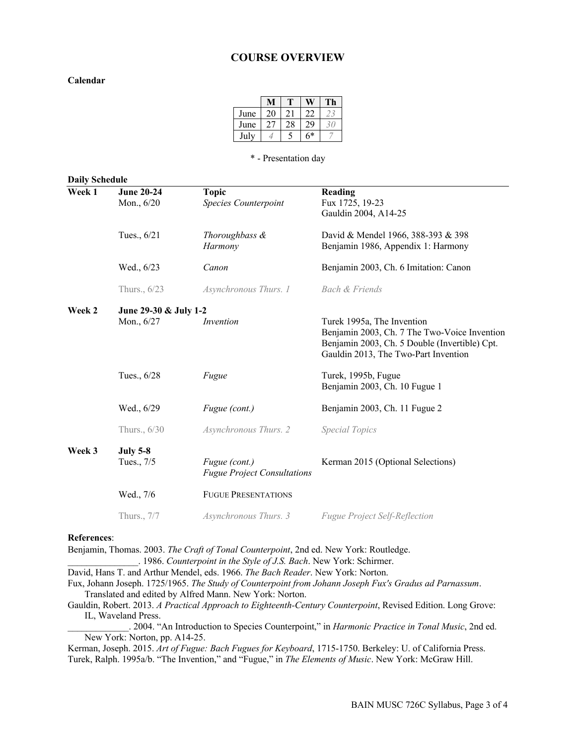# COURSE OVERVIEW

**Calendar**

| | M | T | W | Th |
|---|---|---|---|---|
| June | 20 | 21 | 22 | *23* |
| June | 27 | 28 | 29 | *30* |
| July | *4* | 5 | 6* | *7* |

\* - Presentation day

**Daily Schedule**

| | | | |
|---|---|---|---|
| **Week 1** | **June 20-24** | **Topic** | **Reading** |
| | Mon., 6/20 | *Species Counterpoint* | Fux 1725, 19-23<br>Gauldin 2004, A14-25 |
| | Tues., 6/21 | *Thoroughbass & Harmony* | David & Mendel 1966, 388-393 & 398<br>Benjamin 1986, Appendix 1: Harmony |
| | Wed., 6/23 | *Canon* | Benjamin 2003, Ch. 6 Imitation: Canon |
| | Thurs., 6/23 | *Asynchronous Thurs. 1* | *Bach & Friends* |
| **Week 2** | **June 29-30 & July 1-2** | | |
| | Mon., 6/27 | *Invention* | Turek 1995a, The Invention<br>Benjamin 2003, Ch. 7 The Two-Voice Invention<br>Benjamin 2003, Ch. 5 Double (Invertible) Cpt.<br>Gauldin 2013, The Two-Part Invention |
| | Tues., 6/28 | *Fugue* | Turek, 1995b, Fugue<br>Benjamin 2003, Ch. 10 Fugue 1 |
| | Wed., 6/29 | *Fugue (cont.)* | Benjamin 2003, Ch. 11 Fugue 2 |
| | Thurs., 6/30 | *Asynchronous Thurs. 2* | *Special Topics* |
| **Week 3** | **July 5-8** | | |
| | Tues., 7/5 | *Fugue (cont.)*<br>*Fugue Project Consultations* | Kerman 2015 (Optional Selections) |
| | Wed., 7/6 | FUGUE PRESENTATIONS | |
| | Thurs., 7/7 | *Asynchronous Thurs. 3* | *Fugue Project Self-Reflection* |

**References**:

Benjamin, Thomas. 2003. *The Craft of Tonal Counterpoint*, 2nd ed. New York: Routledge.

_______________. 1986. *Counterpoint in the Style of J.S. Bach*. New York: Schirmer.

David, Hans T. and Arthur Mendel, eds. 1966. *The Bach Reader*. New York: Norton.

Fux, Johann Joseph. 1725/1965. *The Study of Counterpoint from Johann Joseph Fux's Gradus ad Parnassum*. Translated and edited by Alfred Mann. New York: Norton.

Gauldin, Robert. 2013. *A Practical Approach to Eighteenth-Century Counterpoint*, Revised Edition. Long Grove: IL, Waveland Press.

_____________. 2004. "An Introduction to Species Counterpoint," in *Harmonic Practice in Tonal Music*, 2nd ed. New York: Norton, pp. A14-25.

Kerman, Joseph. 2015. *Art of Fugue: Bach Fugues for Keyboard*, 1715-1750. Berkeley: U. of California Press.

Turek, Ralph. 1995a/b. "The Invention," and "Fugue," in *The Elements of Music*. New York: McGraw Hill.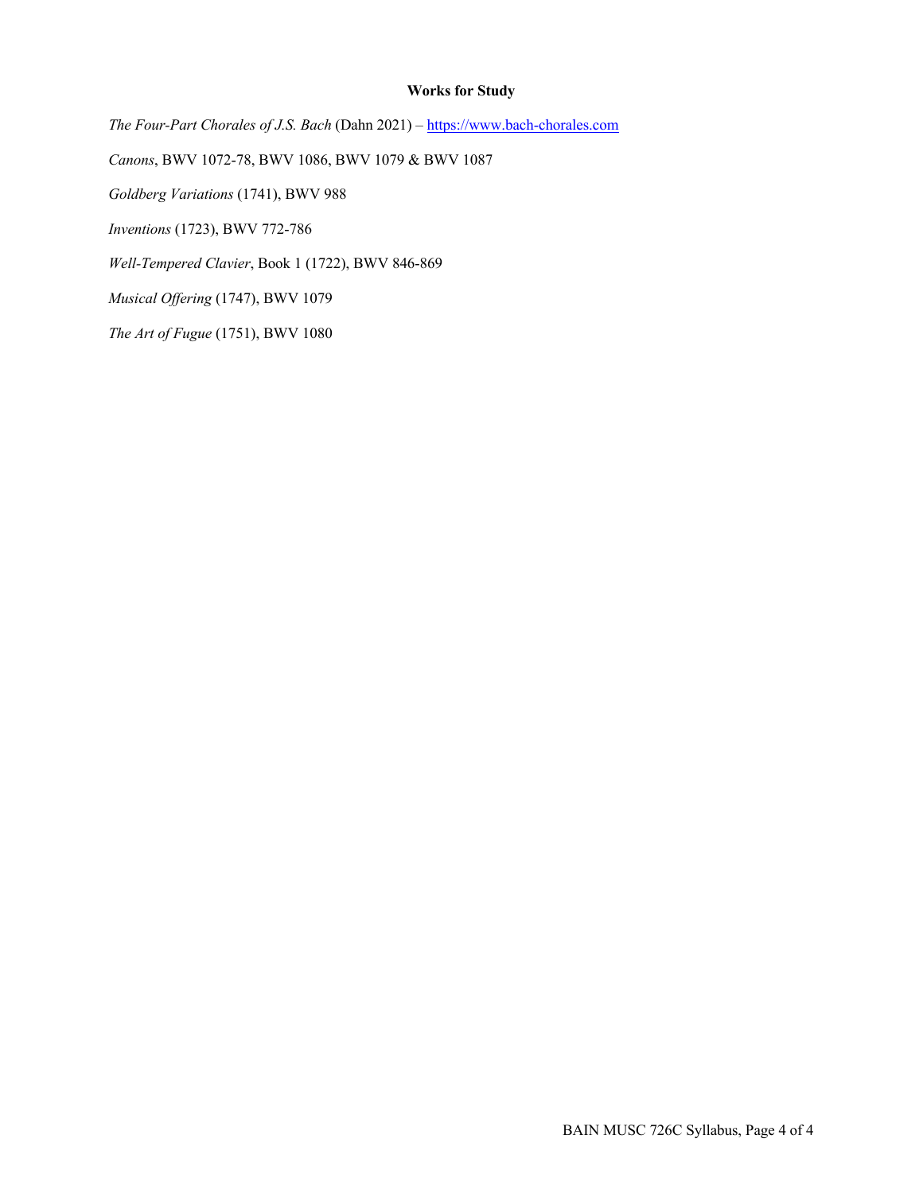## Works for Study

*The Four-Part Chorales of J.S. Bach* (Dahn 2021) – [https://www.bach-chorales.com](https://www.bach-chorales.com)

*Canons*, BWV 1072-78, BWV 1086, BWV 1079 & BWV 1087

*Goldberg Variations* (1741), BWV 988

*Inventions* (1723), BWV 772-786

*Well-Tempered Clavier*, Book 1 (1722), BWV 846-869

*Musical Offering* (1747), BWV 1079

*The Art of Fugue* (1751), BWV 1080